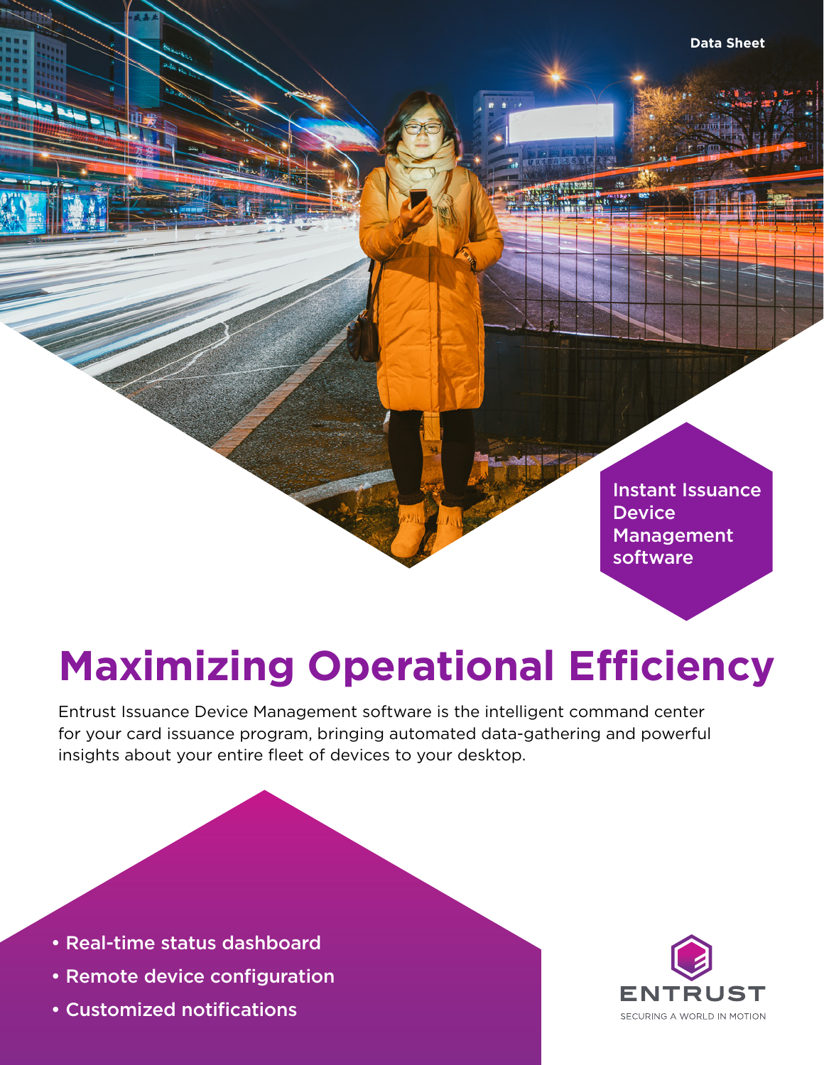Data Sheet

Instant Issuance Device Management software

# Maximizing Operational Efficiency

Entrust Issuance Device Management software is the intelligent command center for your card issuance program, bringing automated data-gathering and powerful insights about your entire fleet of devices to your desktop.

- Real-time status dashboard
- Remote device configuration
- Customized notifications

ENTRUST
SECURING A WORLD IN MOTION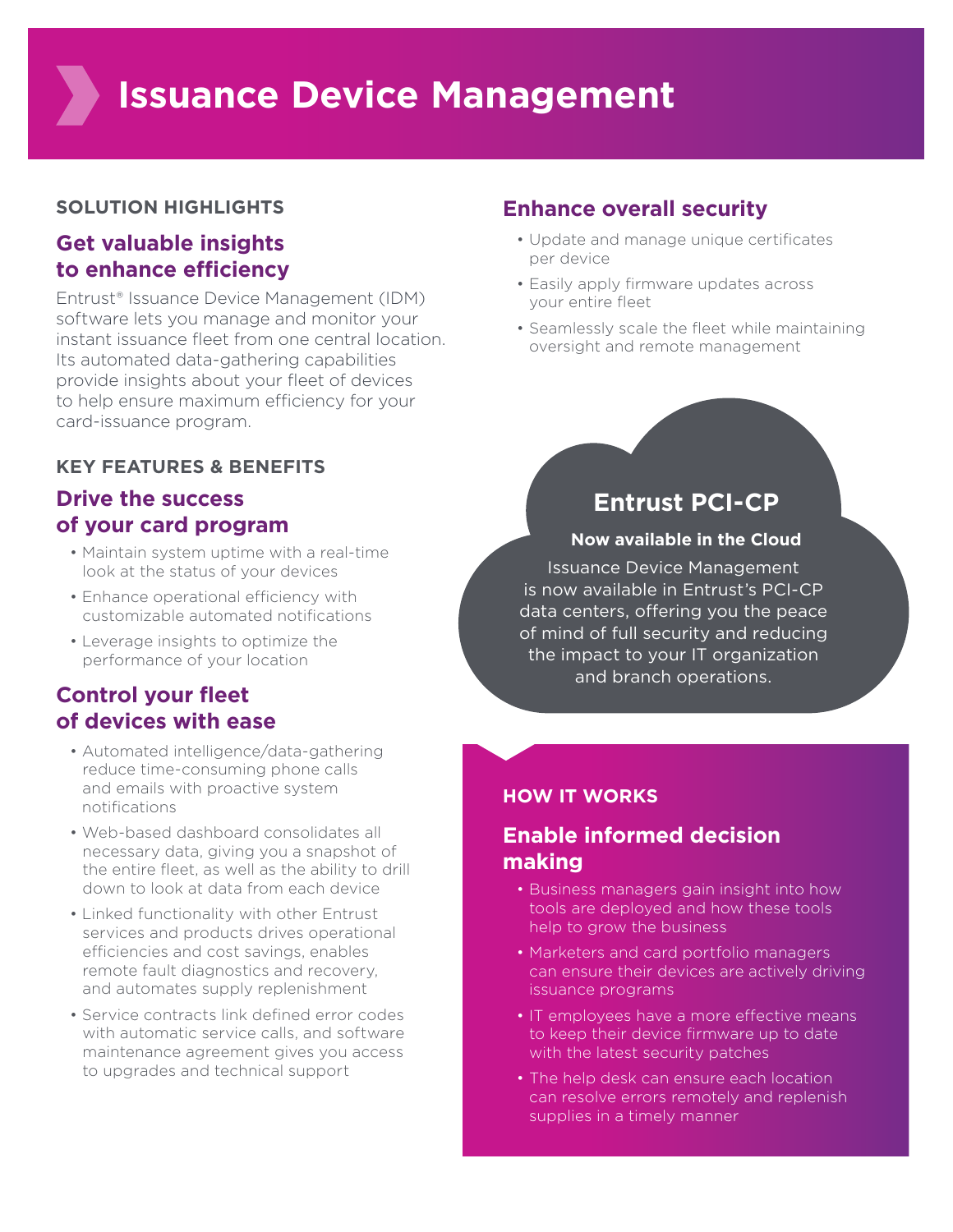# Issuance Device Management

**SOLUTION HIGHLIGHTS**

## Get valuable insights to enhance efficiency

Entrust® Issuance Device Management (IDM) software lets you manage and monitor your instant issuance fleet from one central location. Its automated data-gathering capabilities provide insights about your fleet of devices to help ensure maximum efficiency for your card-issuance program.

**KEY FEATURES & BENEFITS**

## Drive the success of your card program

- Maintain system uptime with a real-time look at the status of your devices
- Enhance operational efficiency with customizable automated notifications
- Leverage insights to optimize the performance of your location

## Control your fleet of devices with ease

- Automated intelligence/data-gathering reduce time-consuming phone calls and emails with proactive system notifications
- Web-based dashboard consolidates all necessary data, giving you a snapshot of the entire fleet, as well as the ability to drill down to look at data from each device
- Linked functionality with other Entrust services and products drives operational efficiencies and cost savings, enables remote fault diagnostics and recovery, and automates supply replenishment
- Service contracts link defined error codes with automatic service calls, and software maintenance agreement gives you access to upgrades and technical support

## Enhance overall security

- Update and manage unique certificates per device
- Easily apply firmware updates across your entire fleet
- Seamlessly scale the fleet while maintaining oversight and remote management

## Entrust PCI-CP

**Now available in the Cloud**

Issuance Device Management is now available in Entrust's PCI-CP data centers, offering you the peace of mind of full security and reducing the impact to your IT organization and branch operations.

**HOW IT WORKS**

## Enable informed decision making

- Business managers gain insight into how tools are deployed and how these tools help to grow the business
- Marketers and card portfolio managers can ensure their devices are actively driving issuance programs
- IT employees have a more effective means to keep their device firmware up to date with the latest security patches
- The help desk can ensure each location can resolve errors remotely and replenish supplies in a timely manner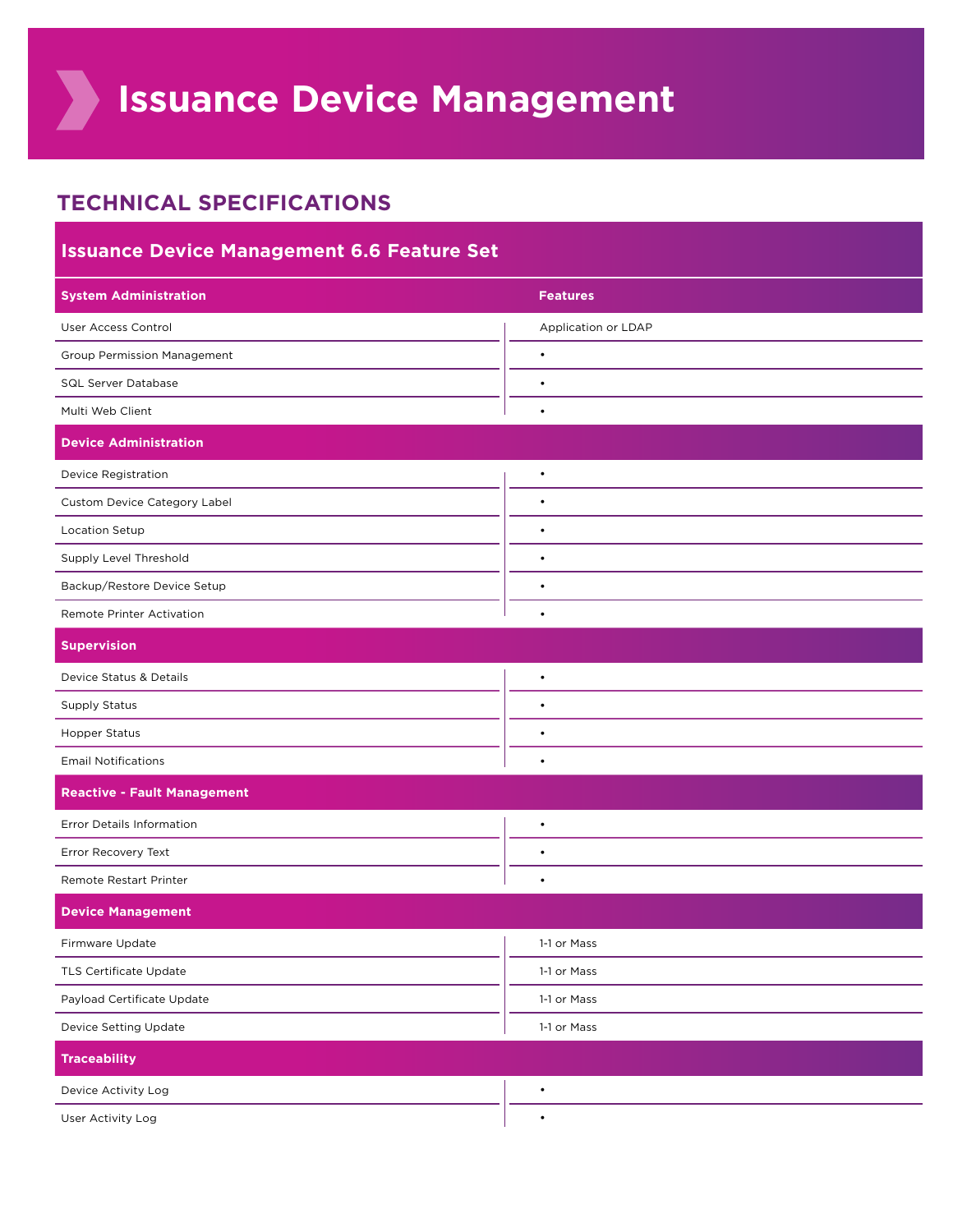# Issuance Device Management

## TECHNICAL SPECIFICATIONS

| Issuance Device Management 6.6 Feature Set | |
|---|---|
| **System Administration** | **Features** |
| User Access Control | Application or LDAP |
| Group Permission Management | • |
| SQL Server Database | • |
| Multi Web Client | • |
| **Device Administration** | |
| Device Registration | • |
| Custom Device Category Label | • |
| Location Setup | • |
| Supply Level Threshold | • |
| Backup/Restore Device Setup | • |
| Remote Printer Activation | • |
| **Supervision** | |
| Device Status & Details | • |
| Supply Status | • |
| Hopper Status | • |
| Email Notifications | • |
| **Reactive - Fault Management** | |
| Error Details Information | • |
| Error Recovery Text | • |
| Remote Restart Printer | • |
| **Device Management** | |
| Firmware Update | 1-1 or Mass |
| TLS Certificate Update | 1-1 or Mass |
| Payload Certificate Update | 1-1 or Mass |
| Device Setting Update | 1-1 or Mass |
| **Traceability** | |
| Device Activity Log | • |
| User Activity Log | • |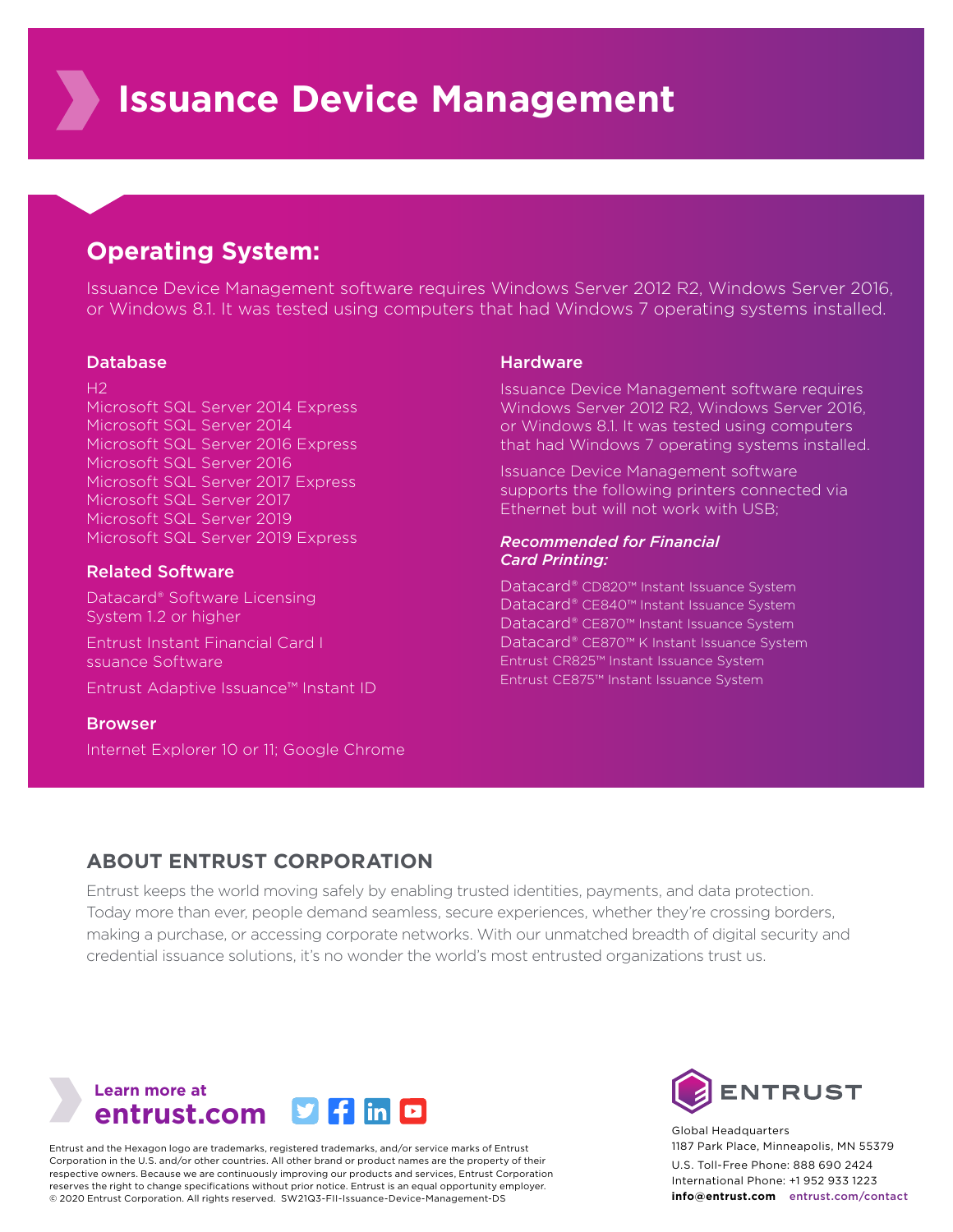# Issuance Device Management

## Operating System:

Issuance Device Management software requires Windows Server 2012 R2, Windows Server 2016, or Windows 8.1. It was tested using computers that had Windows 7 operating systems installed.

### Database

H2
Microsoft SQL Server 2014 Express
Microsoft SQL Server 2014
Microsoft SQL Server 2016 Express
Microsoft SQL Server 2016
Microsoft SQL Server 2017 Express
Microsoft SQL Server 2017
Microsoft SQL Server 2019
Microsoft SQL Server 2019 Express

### Related Software

Datacard® Software Licensing System 1.2 or higher

Entrust Instant Financial Card I ssuance Software

Entrust Adaptive Issuance™ Instant ID

### Browser

Internet Explorer 10 or 11; Google Chrome

### Hardware

Issuance Device Management software requires Windows Server 2012 R2, Windows Server 2016, or Windows 8.1. It was tested using computers that had Windows 7 operating systems installed.

Issuance Device Management software supports the following printers connected via Ethernet but will not work with USB;

***Recommended for Financial Card Printing:***

Datacard® CD820™ Instant Issuance System
Datacard® CE840™ Instant Issuance System
Datacard® CE870™ Instant Issuance System
Datacard® CE870™ K Instant Issuance System
Entrust CR825™ Instant Issuance System
Entrust CE875™ Instant Issuance System

## ABOUT ENTRUST CORPORATION

Entrust keeps the world moving safely by enabling trusted identities, payments, and data protection. Today more than ever, people demand seamless, secure experiences, whether they're crossing borders, making a purchase, or accessing corporate networks. With our unmatched breadth of digital security and credential issuance solutions, it's no wonder the world's most entrusted organizations trust us.

**Learn more at entrust.com**

Entrust and the Hexagon logo are trademarks, registered trademarks, and/or service marks of Entrust Corporation in the U.S. and/or other countries. All other brand or product names are the property of their respective owners. Because we are continuously improving our products and services, Entrust Corporation reserves the right to change specifications without prior notice. Entrust is an equal opportunity employer. © 2020 Entrust Corporation. All rights reserved. SW21Q3-FII-Issuance-Device-Management-DS

ENTRUST

Global Headquarters
1187 Park Place, Minneapolis, MN 55379

U.S. Toll-Free Phone: 888 690 2424
International Phone: +1 952 933 1223
**info@entrust.com** entrust.com/contact